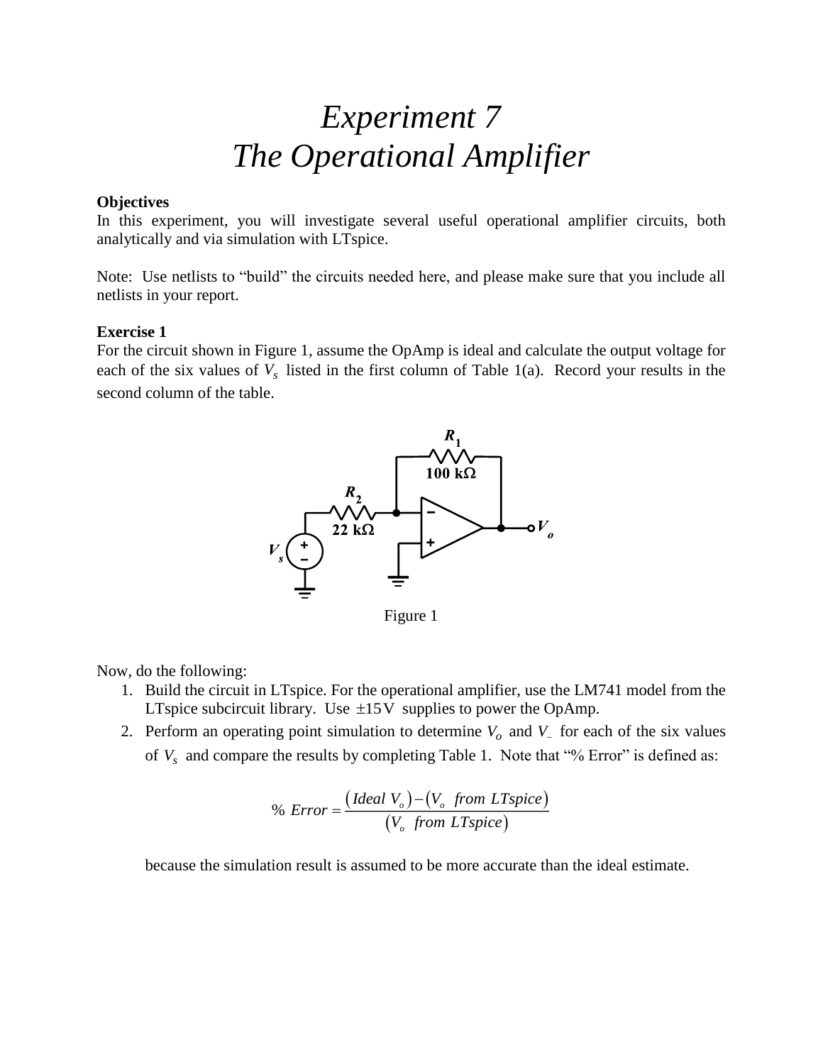# *Experiment 7*
# *The Operational Amplifier*

**Objectives**

In this experiment, you will investigate several useful operational amplifier circuits, both analytically and via simulation with LTspice.

Note: Use netlists to "build" the circuits needed here, and please make sure that you include all netlists in your report.

**Exercise 1**

For the circuit shown in Figure 1, assume the OpAmp is ideal and calculate the output voltage for each of the six values of $V_S$ listed in the first column of Table 1(a). Record your results in the second column of the table.

Figure 1

Now, do the following:

1. Build the circuit in LTspice. For the operational amplifier, use the LM741 model from the LTspice subcircuit library. Use $\pm 15\text{V}$ supplies to power the OpAmp.
2. Perform an operating point simulation to determine $V_O$ and $V_-$ for each of the six values of $V_S$ and compare the results by completing Table 1. Note that "% Error" is defined as:

$$\%\ Error = \frac{(Ideal\ V_o) - (V_o\ \ from\ LTspice)}{(V_o\ \ from\ LTspice)}$$

because the simulation result is assumed to be more accurate than the ideal estimate.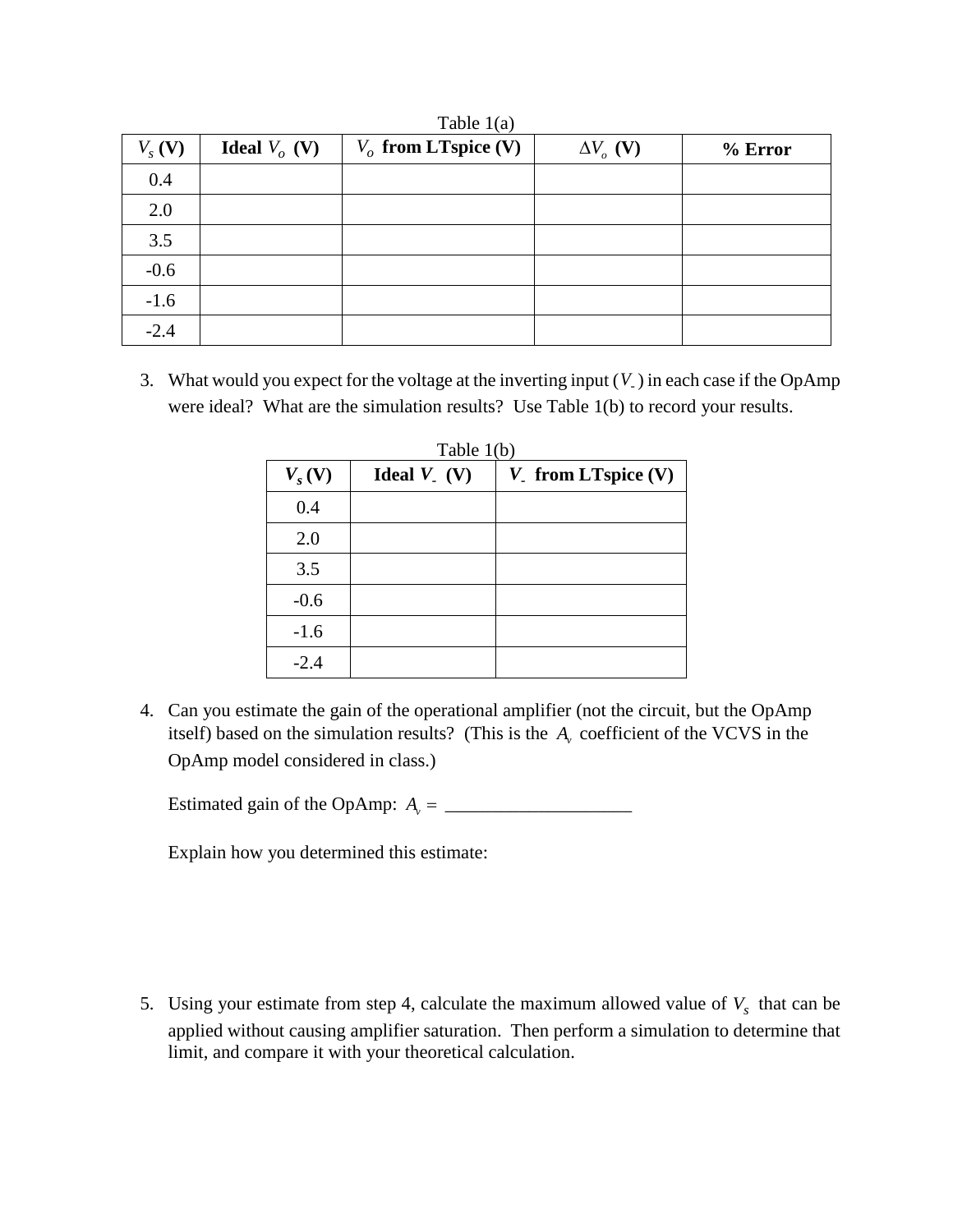Table 1(a)

| $V_s$ (V) | Ideal $V_o$ (V) | $V_o$ from LTspice (V) | $\Delta V_o$ (V) | % Error |
|---|---|---|---|---|
| 0.4 | | | | |
| 2.0 | | | | |
| 3.5 | | | | |
| -0.6 | | | | |
| -1.6 | | | | |
| -2.4 | | | | |

3. What would you expect for the voltage at the inverting input ($V_-$) in each case if the OpAmp were ideal? What are the simulation results? Use Table 1(b) to record your results.

Table 1(b)

| $V_s$ (V) | Ideal $V_-$ (V) | $V_-$ from LTspice (V) |
|---|---|---|
| 0.4 | | |
| 2.0 | | |
| 3.5 | | |
| -0.6 | | |
| -1.6 | | |
| -2.4 | | |

4. Can you estimate the gain of the operational amplifier (not the circuit, but the OpAmp itself) based on the simulation results? (This is the $A_v$ coefficient of the VCVS in the OpAmp model considered in class.)

   Estimated gain of the OpAmp: $A_v =$ ____________________

   Explain how you determined this estimate:

5. Using your estimate from step 4, calculate the maximum allowed value of $V_s$ that can be applied without causing amplifier saturation. Then perform a simulation to determine that limit, and compare it with your theoretical calculation.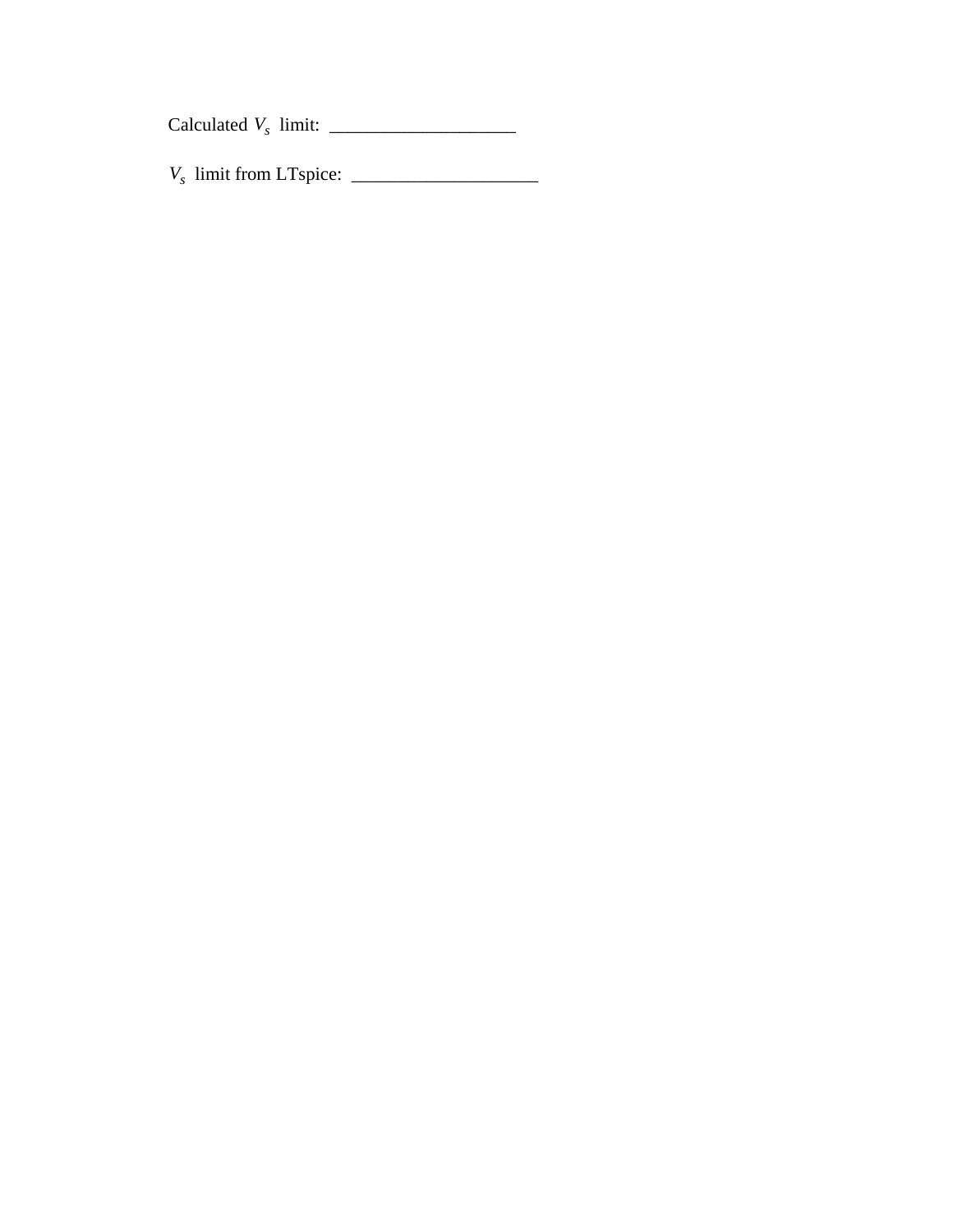Calculated $V_s$ limit: ____________________

$V_s$ limit from LTspice: ____________________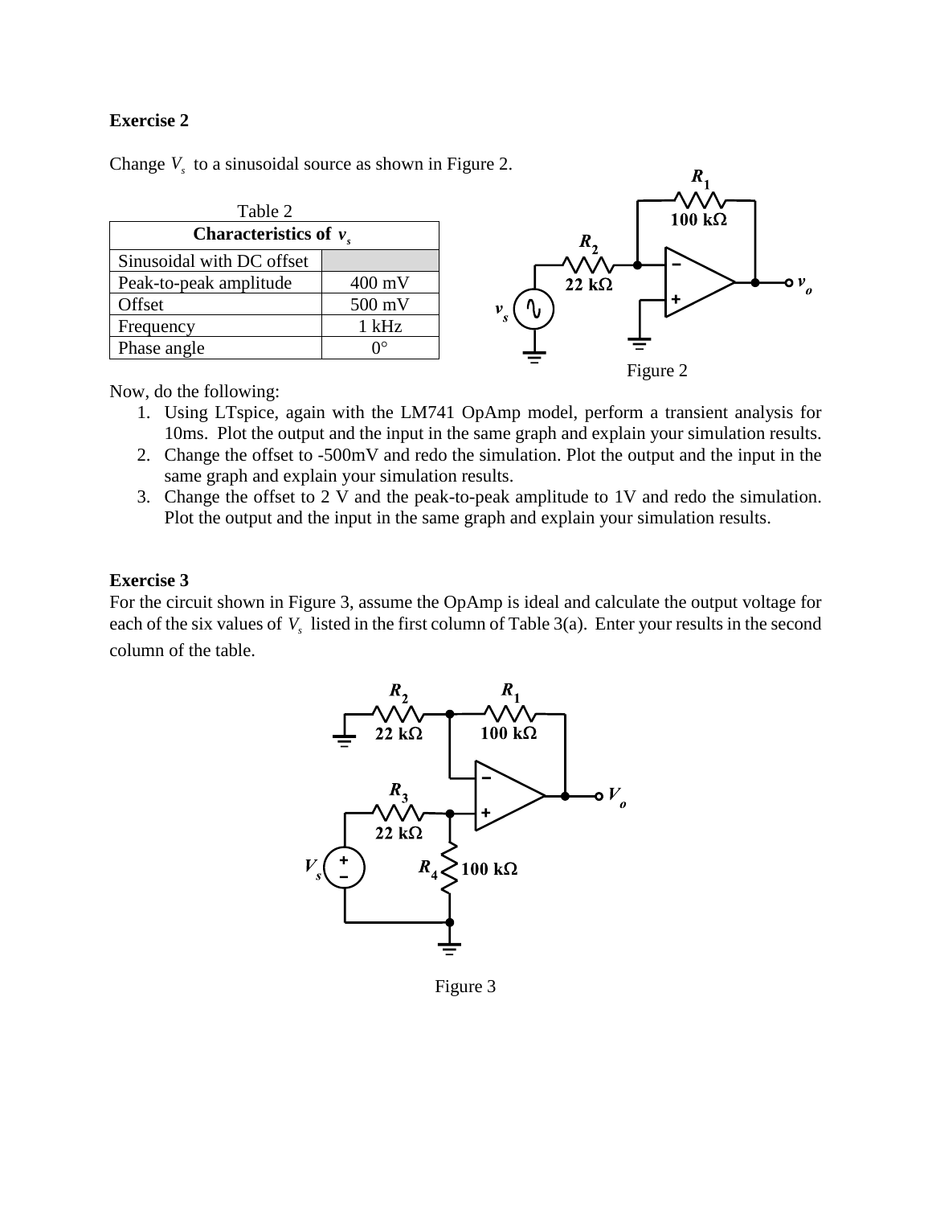**Exercise 2**

Change $V_s$ to a sinusoidal source as shown in Figure 2.

Table 2

| Characteristics of $v_s$ | |
|---|---|
| Sinusoidal with DC offset | |
| Peak-to-peak amplitude | 400 mV |
| Offset | 500 mV |
| Frequency | 1 kHz |
| Phase angle | 0° |

Figure 2

Now, do the following:

1. Using LTspice, again with the LM741 OpAmp model, perform a transient analysis for 10ms. Plot the output and the input in the same graph and explain your simulation results.
2. Change the offset to -500mV and redo the simulation. Plot the output and the input in the same graph and explain your simulation results.
3. Change the offset to 2 V and the peak-to-peak amplitude to 1V and redo the simulation. Plot the output and the input in the same graph and explain your simulation results.

**Exercise 3**

For the circuit shown in Figure 3, assume the OpAmp is ideal and calculate the output voltage for each of the six values of $V_s$ listed in the first column of Table 3(a). Enter your results in the second column of the table.

Figure 3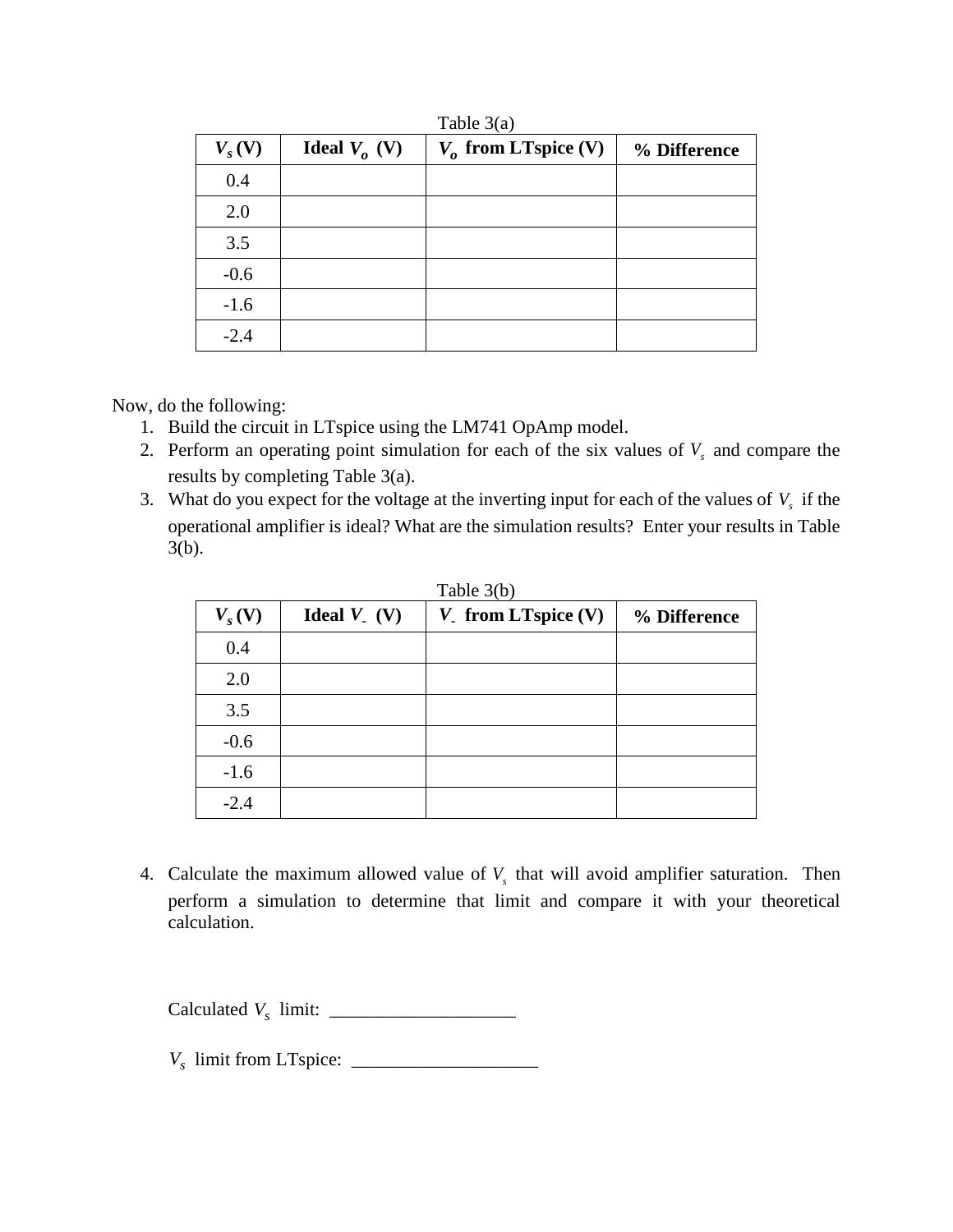Table 3(a)

| $V_s$ (V) | Ideal $V_o$ (V) | $V_o$ from LTspice (V) | % Difference |
| --- | --- | --- | --- |
| 0.4 | | | |
| 2.0 | | | |
| 3.5 | | | |
| -0.6 | | | |
| -1.6 | | | |
| -2.4 | | | |

Now, do the following:

1. Build the circuit in LTspice using the LM741 OpAmp model.
2. Perform an operating point simulation for each of the six values of $V_s$ and compare the results by completing Table 3(a).
3. What do you expect for the voltage at the inverting input for each of the values of $V_s$ if the operational amplifier is ideal? What are the simulation results? Enter your results in Table 3(b).

Table 3(b)

| $V_s$ (V) | Ideal $V_-$ (V) | $V_-$ from LTspice (V) | % Difference |
| --- | --- | --- | --- |
| 0.4 | | | |
| 2.0 | | | |
| 3.5 | | | |
| -0.6 | | | |
| -1.6 | | | |
| -2.4 | | | |

4. Calculate the maximum allowed value of $V_s$ that will avoid amplifier saturation. Then perform a simulation to determine that limit and compare it with your theoretical calculation.

Calculated $V_s$ limit: ____________________

$V_s$ limit from LTspice: ____________________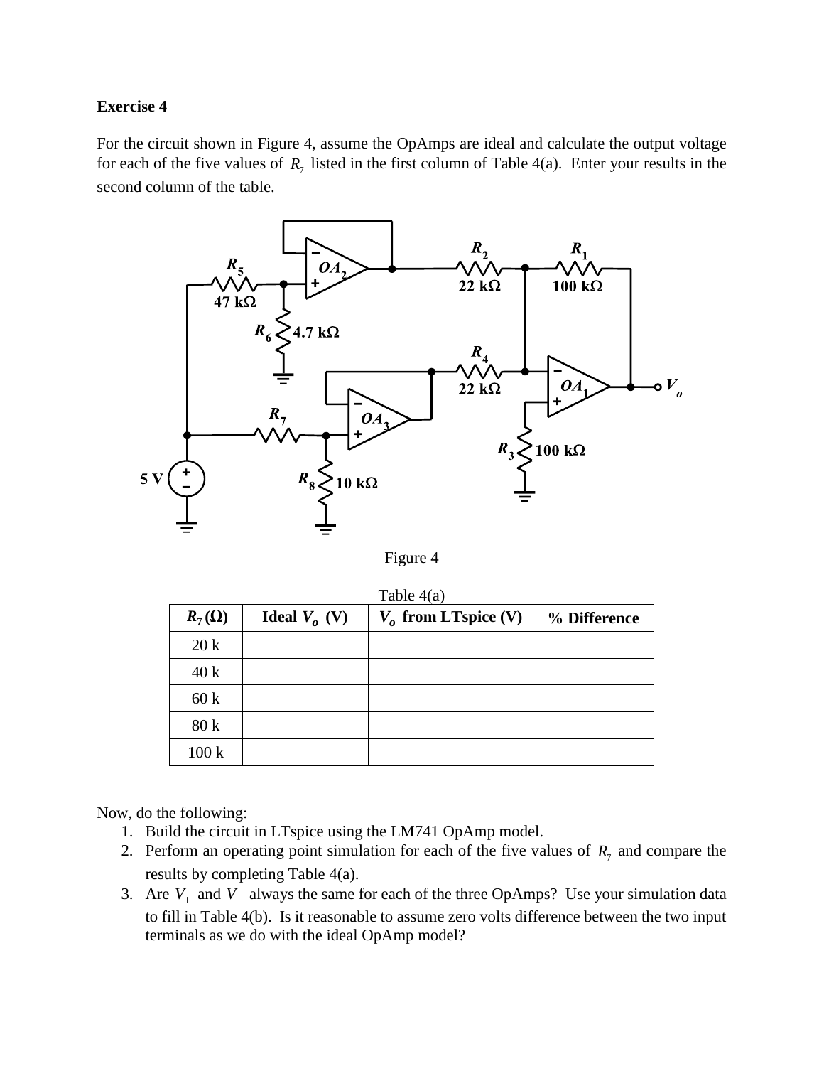**Exercise 4**

For the circuit shown in Figure 4, assume the OpAmps are ideal and calculate the output voltage for each of the five values of $R_7$ listed in the first column of Table 4(a). Enter your results in the second column of the table.

Figure 4

Table 4(a)

| $R_7$ (Ω) | Ideal $V_o$ (V) | $V_o$ from LTspice (V) | % Difference |
|---|---|---|---|
| 20 k | | | |
| 40 k | | | |
| 60 k | | | |
| 80 k | | | |
| 100 k | | | |

Now, do the following:

1. Build the circuit in LTspice using the LM741 OpAmp model.
2. Perform an operating point simulation for each of the five values of $R_7$ and compare the results by completing Table 4(a).
3. Are $V_+$ and $V_-$ always the same for each of the three OpAmps? Use your simulation data to fill in Table 4(b). Is it reasonable to assume zero volts difference between the two input terminals as we do with the ideal OpAmp model?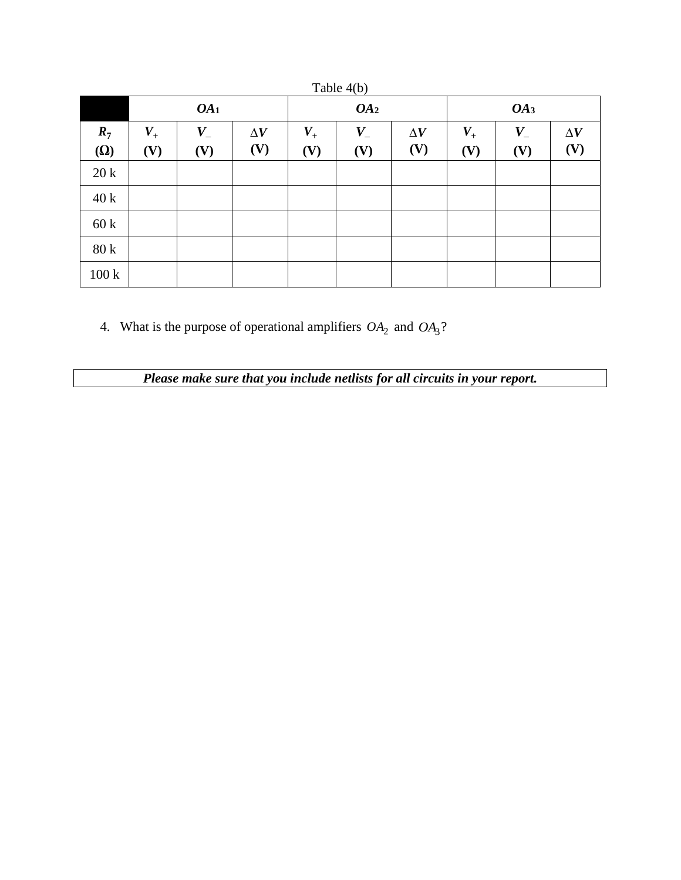Table 4(b)

| | $OA_1$ | | | $OA_2$ | | | $OA_3$ | | |
|---|---|---|---|---|---|---|---|---|---|
| $R_7$ (Ω) | $V_+$ (V) | $V_-$ (V) | $\Delta V$ (V) | $V_+$ (V) | $V_-$ (V) | $\Delta V$ (V) | $V_+$ (V) | $V_-$ (V) | $\Delta V$ (V) |
| 20 k | | | | | | | | | |
| 40 k | | | | | | | | | |
| 60 k | | | | | | | | | |
| 80 k | | | | | | | | | |
| 100 k | | | | | | | | | |

4. What is the purpose of operational amplifiers $OA_2$ and $OA_3$?

***Please make sure that you include netlists for all circuits in your report.***